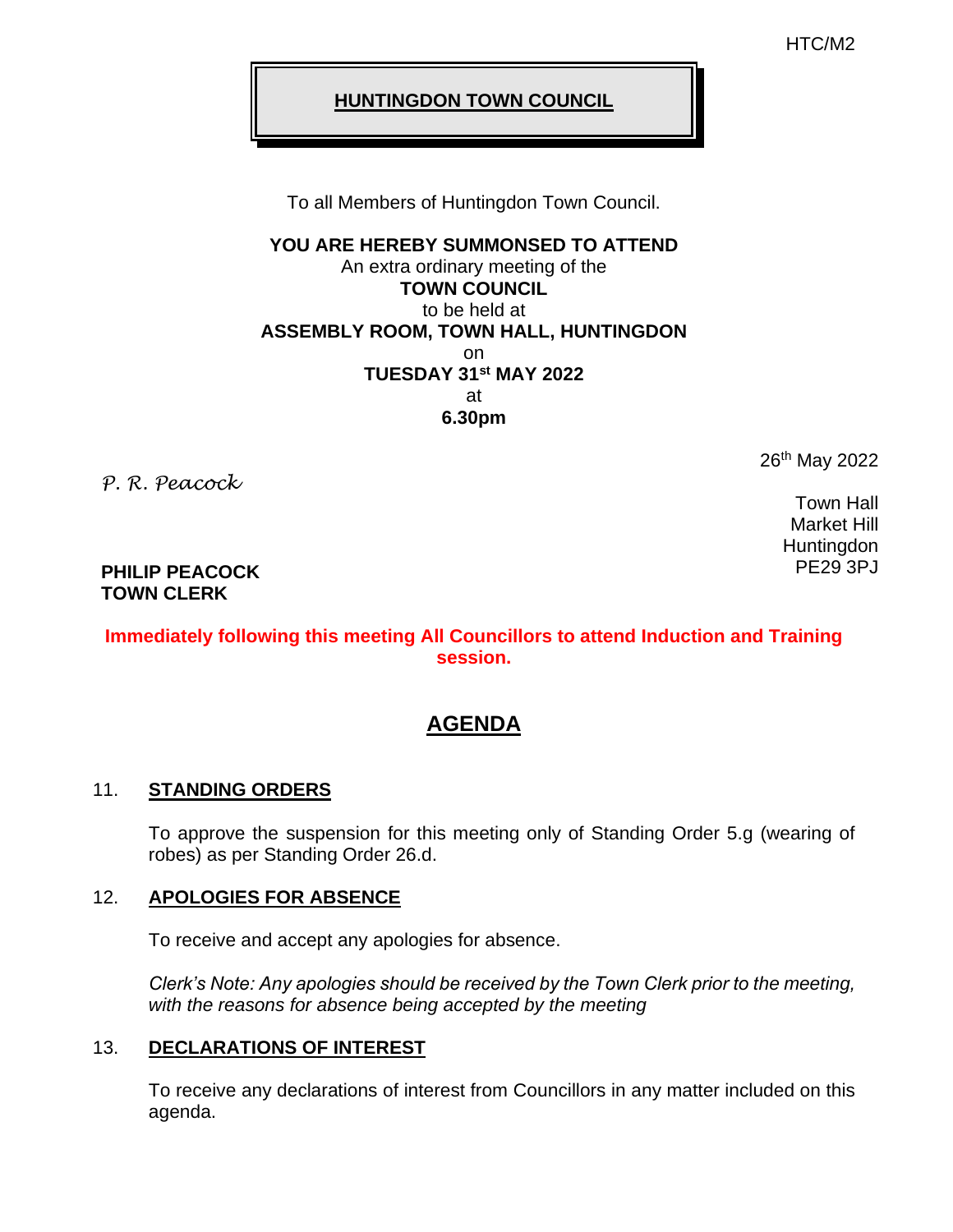HTC/M2

# HUNTINGDON TOWN COUNCIL

To all Members of Huntingdon Town Council.

**YOU ARE HEREBY SUMMONSED TO ATTEND**
An extra ordinary meeting of the
**TOWN COUNCIL**
to be held at
**ASSEMBLY ROOM, TOWN HALL, HUNTINGDON**
on
**TUESDAY 31st MAY 2022**
at
**6.30pm**

26th May 2022

*P. R. Peacock*

Town Hall
Market Hill
Huntingdon
PE29 3PJ

**PHILIP PEACOCK**
**TOWN CLERK**

**Immediately following this meeting All Councillors to attend Induction and Training session.**

## AGENDA

11. **STANDING ORDERS**

    To approve the suspension for this meeting only of Standing Order 5.g (wearing of robes) as per Standing Order 26.d.

12. **APOLOGIES FOR ABSENCE**

    To receive and accept any apologies for absence.

    *Clerk's Note: Any apologies should be received by the Town Clerk prior to the meeting, with the reasons for absence being accepted by the meeting*

13. **DECLARATIONS OF INTEREST**

    To receive any declarations of interest from Councillors in any matter included on this agenda.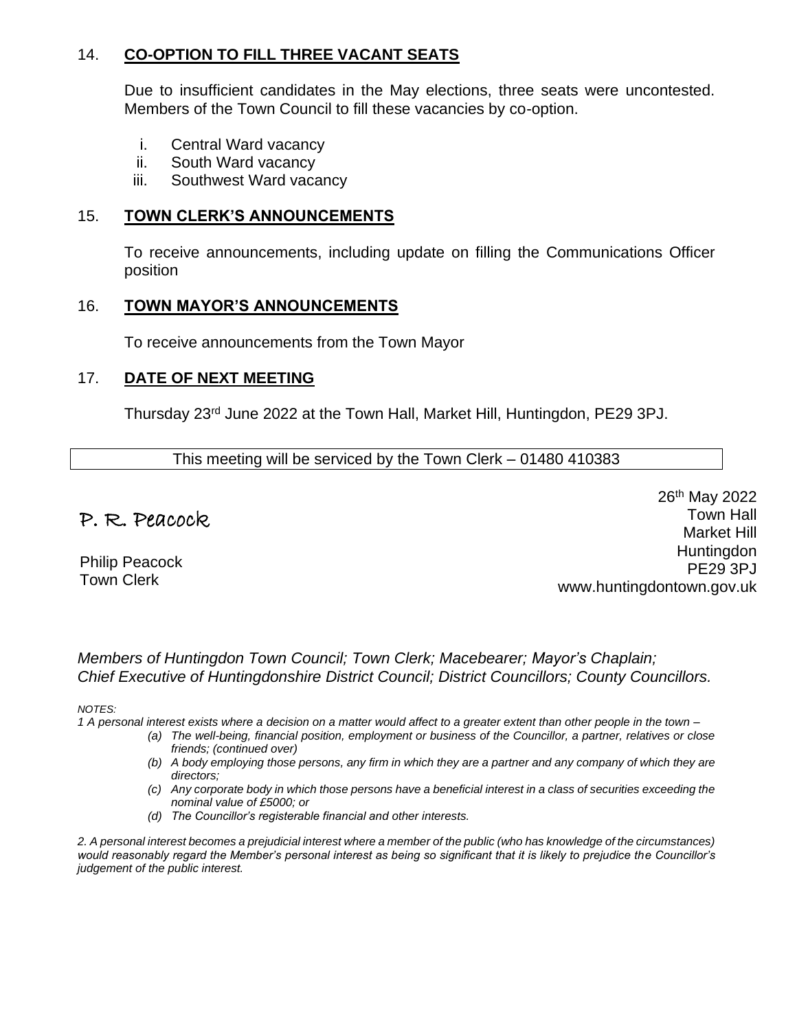## 14. **CO-OPTION TO FILL THREE VACANT SEATS**

Due to insufficient candidates in the May elections, three seats were uncontested. Members of the Town Council to fill these vacancies by co-option.

i. Central Ward vacancy
ii. South Ward vacancy
iii. Southwest Ward vacancy

## 15. **TOWN CLERK'S ANNOUNCEMENTS**

To receive announcements, including update on filling the Communications Officer position

## 16. **TOWN MAYOR'S ANNOUNCEMENTS**

To receive announcements from the Town Mayor

## 17. **DATE OF NEXT MEETING**

Thursday 23rd June 2022 at the Town Hall, Market Hill, Huntingdon, PE29 3PJ.

This meeting will be serviced by the Town Clerk – 01480 410383

26th May 2022
Town Hall
Market Hill
Huntingdon
PE29 3PJ
www.huntingdontown.gov.uk

P. R. Peacock

Philip Peacock
Town Clerk

*Members of Huntingdon Town Council; Town Clerk; Macebearer; Mayor's Chaplain; Chief Executive of Huntingdonshire District Council; District Councillors; County Councillors.*

*NOTES:*

*1 A personal interest exists where a decision on a matter would affect to a greater extent than other people in the town –*

*(a) The well-being, financial position, employment or business of the Councillor, a partner, relatives or close friends; (continued over)*

*(b) A body employing those persons, any firm in which they are a partner and any company of which they are directors;*

*(c) Any corporate body in which those persons have a beneficial interest in a class of securities exceeding the nominal value of £5000; or*

*(d) The Councillor's registerable financial and other interests.*

*2. A personal interest becomes a prejudicial interest where a member of the public (who has knowledge of the circumstances) would reasonably regard the Member's personal interest as being so significant that it is likely to prejudice the Councillor's judgement of the public interest.*